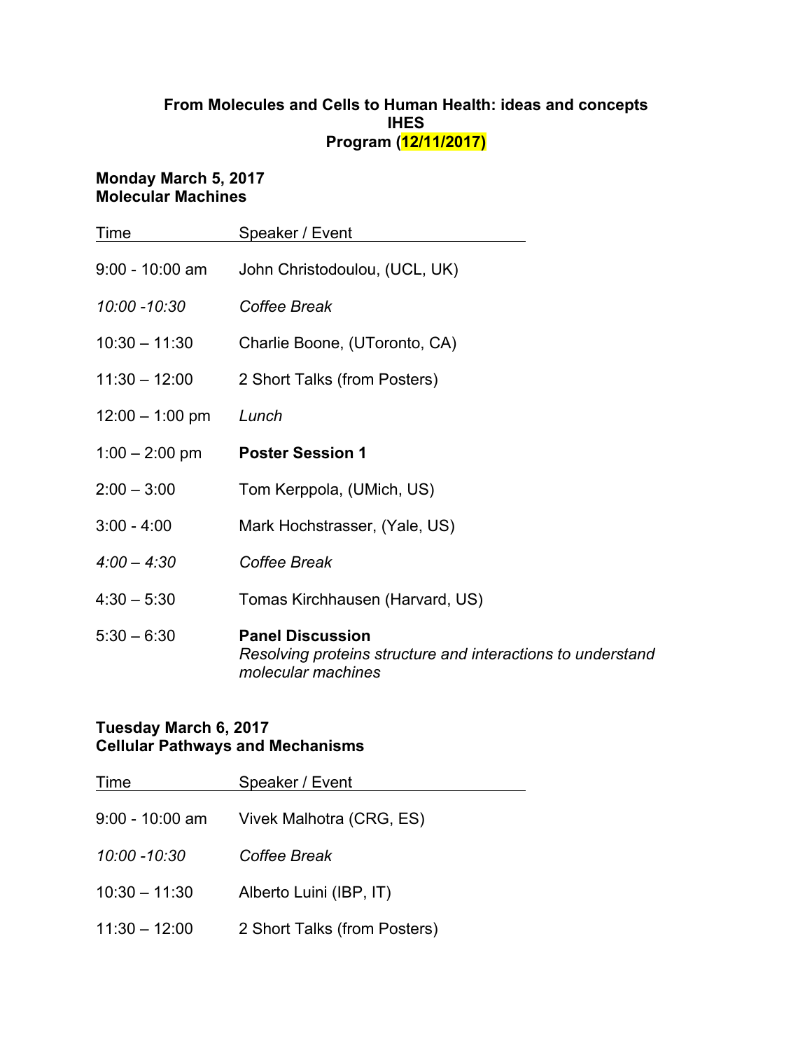**From Molecules and Cells to Human Health: ideas and concepts**
**IHES**
**Program (12/11/2017)**

**Monday March 5, 2017**
**Molecular Machines**

| Time | Speaker / Event |
|---|---|
| 9:00 - 10:00 am | John Christodoulou, (UCL, UK) |
| *10:00 -10:30* | *Coffee Break* |
| 10:30 – 11:30 | Charlie Boone, (UToronto, CA) |
| 11:30 – 12:00 | 2 Short Talks (from Posters) |
| 12:00 – 1:00 pm | *Lunch* |
| 1:00 – 2:00 pm | **Poster Session 1** |
| 2:00 – 3:00 | Tom Kerppola, (UMich, US) |
| 3:00 - 4:00 | Mark Hochstrasser, (Yale, US) |
| *4:00 – 4:30* | *Coffee Break* |
| 4:30 – 5:30 | Tomas Kirchhausen (Harvard, US) |
| 5:30 – 6:30 | **Panel Discussion** *Resolving proteins structure and interactions to understand molecular machines* |

**Tuesday March 6, 2017**
**Cellular Pathways and Mechanisms**

| Time | Speaker / Event |
|---|---|
| 9:00 - 10:00 am | Vivek Malhotra (CRG, ES) |
| *10:00 -10:30* | *Coffee Break* |
| 10:30 – 11:30 | Alberto Luini (IBP, IT) |
| 11:30 – 12:00 | 2 Short Talks (from Posters) |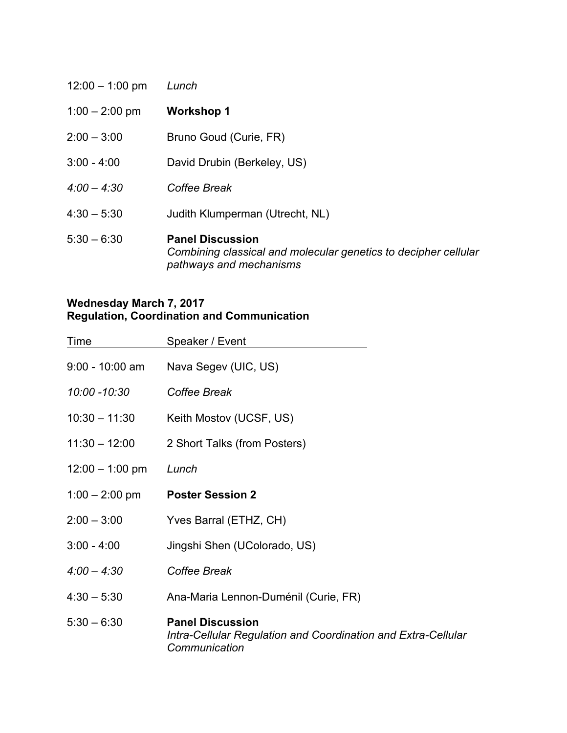| | |
|---|---|
| 12:00 – 1:00 pm | *Lunch* |
| 1:00 – 2:00 pm | **Workshop 1** |
| 2:00 – 3:00 | Bruno Goud (Curie, FR) |
| 3:00 - 4:00 | David Drubin (Berkeley, US) |
| *4:00 – 4:30* | *Coffee Break* |
| 4:30 – 5:30 | Judith Klumperman (Utrecht, NL) |
| 5:30 – 6:30 | **Panel Discussion** *Combining classical and molecular genetics to decipher cellular pathways and mechanisms* |

**Wednesday March 7, 2017**
**Regulation, Coordination and Communication**

| Time | Speaker / Event |
|---|---|
| 9:00 - 10:00 am | Nava Segev (UIC, US) |
| *10:00 -10:30* | *Coffee Break* |
| 10:30 – 11:30 | Keith Mostov (UCSF, US) |
| 11:30 – 12:00 | 2 Short Talks (from Posters) |
| 12:00 – 1:00 pm | *Lunch* |
| 1:00 – 2:00 pm | **Poster Session 2** |
| 2:00 – 3:00 | Yves Barral (ETHZ, CH) |
| 3:00 - 4:00 | Jingshi Shen (UColorado, US) |
| *4:00 – 4:30* | *Coffee Break* |
| 4:30 – 5:30 | Ana-Maria Lennon-Duménil (Curie, FR) |
| 5:30 – 6:30 | **Panel Discussion** *Intra-Cellular Regulation and Coordination and Extra-Cellular Communication* |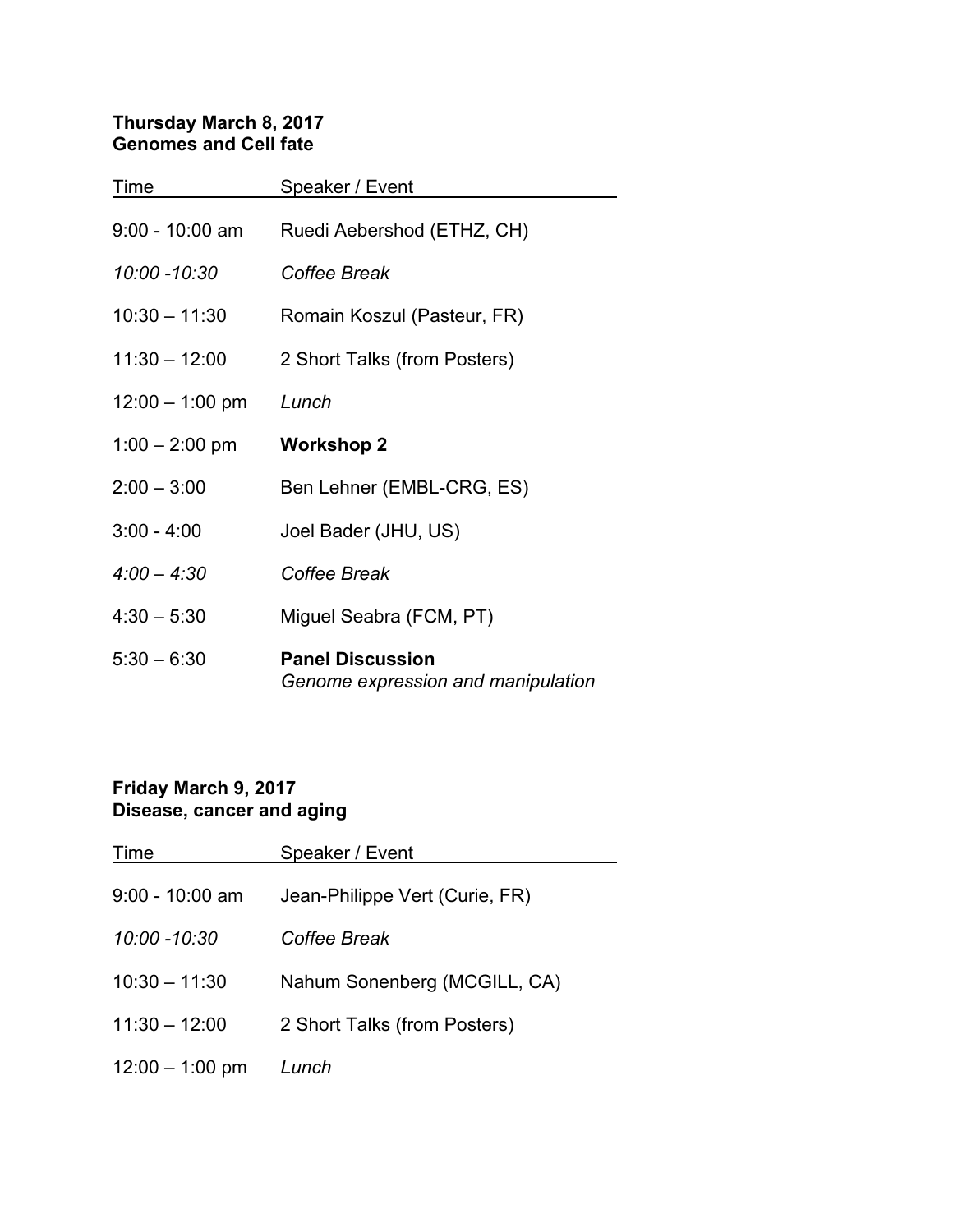**Thursday March 8, 2017**
**Genomes and Cell fate**

| Time | Speaker / Event |
| --- | --- |
| 9:00 - 10:00 am | Ruedi Aebershod (ETHZ, CH) |
| *10:00 -10:30* | *Coffee Break* |
| 10:30 – 11:30 | Romain Koszul (Pasteur, FR) |
| 11:30 – 12:00 | 2 Short Talks (from Posters) |
| 12:00 – 1:00 pm | *Lunch* |
| 1:00 – 2:00 pm | **Workshop 2** |
| 2:00 – 3:00 | Ben Lehner (EMBL-CRG, ES) |
| 3:00 - 4:00 | Joel Bader (JHU, US) |
| *4:00 – 4:30* | *Coffee Break* |
| 4:30 – 5:30 | Miguel Seabra (FCM, PT) |
| 5:30 – 6:30 | **Panel Discussion** *Genome expression and manipulation* |

**Friday March 9, 2017**
**Disease, cancer and aging**

| Time | Speaker / Event |
| --- | --- |
| 9:00 - 10:00 am | Jean-Philippe Vert (Curie, FR) |
| *10:00 -10:30* | *Coffee Break* |
| 10:30 – 11:30 | Nahum Sonenberg (MCGILL, CA) |
| 11:30 – 12:00 | 2 Short Talks (from Posters) |
| 12:00 – 1:00 pm | *Lunch* |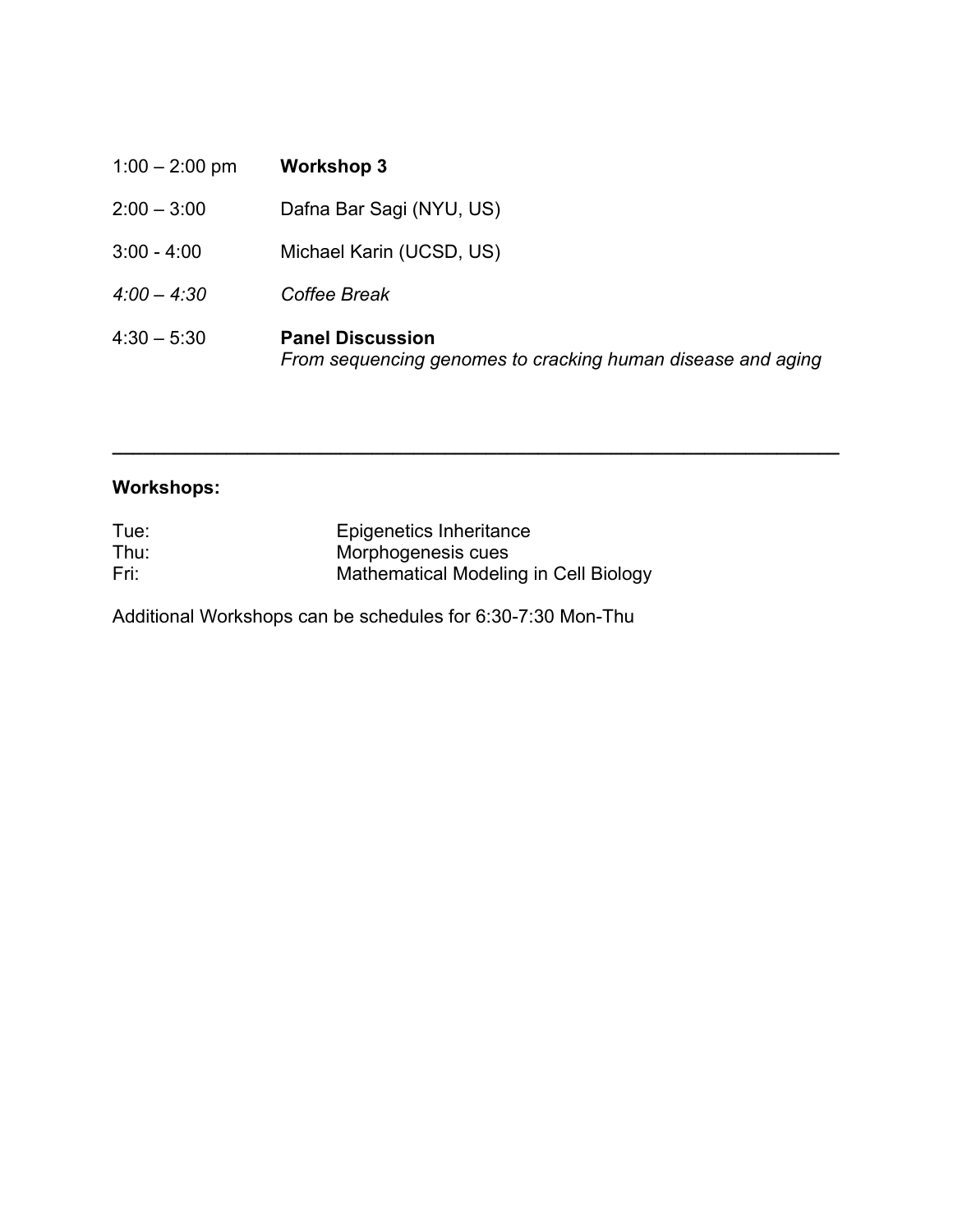| | |
|---|---|
| 1:00 – 2:00 pm | **Workshop 3** |
| 2:00 – 3:00 | Dafna Bar Sagi (NYU, US) |
| 3:00 - 4:00 | Michael Karin (UCSD, US) |
| *4:00 – 4:30* | *Coffee Break* |
| 4:30 – 5:30 | **Panel Discussion** *From sequencing genomes to cracking human disease and aging* |

---

**Workshops:**

| | |
|---|---|
| Tue: | Epigenetics Inheritance |
| Thu: | Morphogenesis cues |
| Fri: | Mathematical Modeling in Cell Biology |

Additional Workshops can be schedules for 6:30-7:30 Mon-Thu